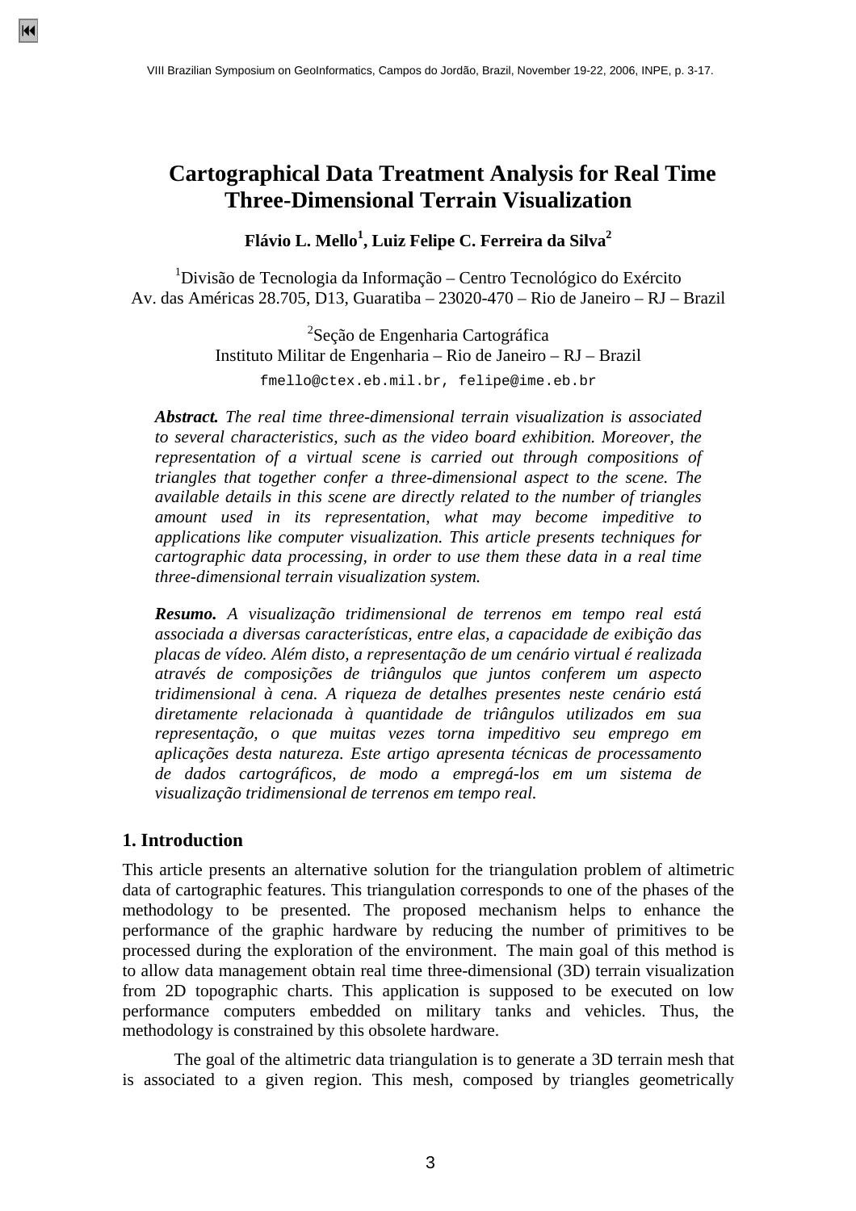# Cartographical Data Treatment Analysis for Real Time Three-Dimensional Terrain Visualization

**Flávio L. Mello[1], Luiz Felipe C. Ferreira da Silva[2]**

[1]Divisão de Tecnologia da Informação – Centro Tecnológico do Exército
Av. das Américas 28.705, D13, Guaratiba – 23020-470 – Rio de Janeiro – RJ – Brazil

[2]Seção de Engenharia Cartográfica
Instituto Militar de Engenharia – Rio de Janeiro – RJ – Brazil

fmello@ctex.eb.mil.br, felipe@ime.eb.br

***Abstract.*** *The real time three-dimensional terrain visualization is associated to several characteristics, such as the video board exhibition. Moreover, the representation of a virtual scene is carried out through compositions of triangles that together confer a three-dimensional aspect to the scene. The available details in this scene are directly related to the number of triangles amount used in its representation, what may become impeditive to applications like computer visualization. This article presents techniques for cartographic data processing, in order to use them these data in a real time three-dimensional terrain visualization system.*

***Resumo.*** *A visualização tridimensional de terrenos em tempo real está associada a diversas características, entre elas, a capacidade de exibição das placas de vídeo. Além disto, a representação de um cenário virtual é realizada através de composições de triângulos que juntos conferem um aspecto tridimensional à cena. A riqueza de detalhes presentes neste cenário está diretamente relacionada à quantidade de triângulos utilizados em sua representação, o que muitas vezes torna impeditivo seu emprego em aplicações desta natureza. Este artigo apresenta técnicas de processamento de dados cartográficos, de modo a empregá-los em um sistema de visualização tridimensional de terrenos em tempo real.*

## 1. Introduction

This article presents an alternative solution for the triangulation problem of altimetric data of cartographic features. This triangulation corresponds to one of the phases of the methodology to be presented. The proposed mechanism helps to enhance the performance of the graphic hardware by reducing the number of primitives to be processed during the exploration of the environment. The main goal of this method is to allow data management obtain real time three-dimensional (3D) terrain visualization from 2D topographic charts. This application is supposed to be executed on low performance computers embedded on military tanks and vehicles. Thus, the methodology is constrained by this obsolete hardware.

The goal of the altimetric data triangulation is to generate a 3D terrain mesh that is associated to a given region. This mesh, composed by triangles geometrically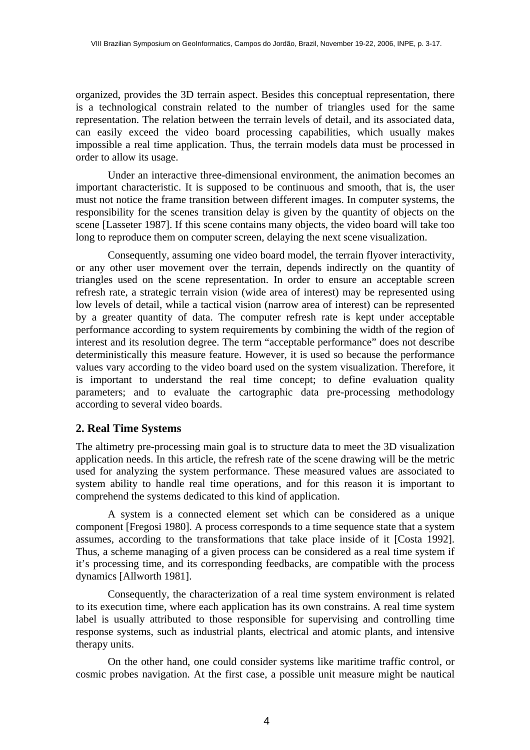organized, provides the 3D terrain aspect. Besides this conceptual representation, there is a technological constrain related to the number of triangles used for the same representation. The relation between the terrain levels of detail, and its associated data, can easily exceed the video board processing capabilities, which usually makes impossible a real time application. Thus, the terrain models data must be processed in order to allow its usage.

Under an interactive three-dimensional environment, the animation becomes an important characteristic. It is supposed to be continuous and smooth, that is, the user must not notice the frame transition between different images. In computer systems, the responsibility for the scenes transition delay is given by the quantity of objects on the scene [Lasseter 1987]. If this scene contains many objects, the video board will take too long to reproduce them on computer screen, delaying the next scene visualization.

Consequently, assuming one video board model, the terrain flyover interactivity, or any other user movement over the terrain, depends indirectly on the quantity of triangles used on the scene representation. In order to ensure an acceptable screen refresh rate, a strategic terrain vision (wide area of interest) may be represented using low levels of detail, while a tactical vision (narrow area of interest) can be represented by a greater quantity of data. The computer refresh rate is kept under acceptable performance according to system requirements by combining the width of the region of interest and its resolution degree. The term "acceptable performance" does not describe deterministically this measure feature. However, it is used so because the performance values vary according to the video board used on the system visualization. Therefore, it is important to understand the real time concept; to define evaluation quality parameters; and to evaluate the cartographic data pre-processing methodology according to several video boards.

## 2. Real Time Systems

The altimetry pre-processing main goal is to structure data to meet the 3D visualization application needs. In this article, the refresh rate of the scene drawing will be the metric used for analyzing the system performance. These measured values are associated to system ability to handle real time operations, and for this reason it is important to comprehend the systems dedicated to this kind of application.

A system is a connected element set which can be considered as a unique component [Fregosi 1980]. A process corresponds to a time sequence state that a system assumes, according to the transformations that take place inside of it [Costa 1992]. Thus, a scheme managing of a given process can be considered as a real time system if it's processing time, and its corresponding feedbacks, are compatible with the process dynamics [Allworth 1981].

Consequently, the characterization of a real time system environment is related to its execution time, where each application has its own constrains. A real time system label is usually attributed to those responsible for supervising and controlling time response systems, such as industrial plants, electrical and atomic plants, and intensive therapy units.

On the other hand, one could consider systems like maritime traffic control, or cosmic probes navigation. At the first case, a possible unit measure might be nautical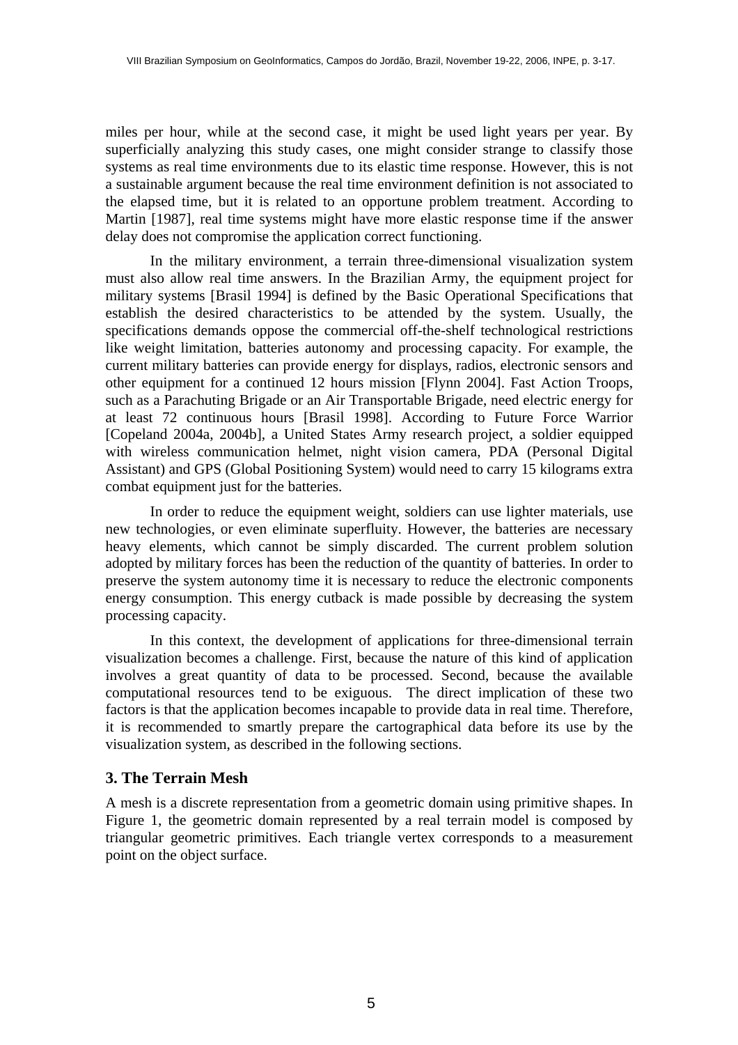miles per hour, while at the second case, it might be used light years per year. By superficially analyzing this study cases, one might consider strange to classify those systems as real time environments due to its elastic time response. However, this is not a sustainable argument because the real time environment definition is not associated to the elapsed time, but it is related to an opportune problem treatment. According to Martin [1987], real time systems might have more elastic response time if the answer delay does not compromise the application correct functioning.

In the military environment, a terrain three-dimensional visualization system must also allow real time answers. In the Brazilian Army, the equipment project for military systems [Brasil 1994] is defined by the Basic Operational Specifications that establish the desired characteristics to be attended by the system. Usually, the specifications demands oppose the commercial off-the-shelf technological restrictions like weight limitation, batteries autonomy and processing capacity. For example, the current military batteries can provide energy for displays, radios, electronic sensors and other equipment for a continued 12 hours mission [Flynn 2004]. Fast Action Troops, such as a Parachuting Brigade or an Air Transportable Brigade, need electric energy for at least 72 continuous hours [Brasil 1998]. According to Future Force Warrior [Copeland 2004a, 2004b], a United States Army research project, a soldier equipped with wireless communication helmet, night vision camera, PDA (Personal Digital Assistant) and GPS (Global Positioning System) would need to carry 15 kilograms extra combat equipment just for the batteries.

In order to reduce the equipment weight, soldiers can use lighter materials, use new technologies, or even eliminate superfluity. However, the batteries are necessary heavy elements, which cannot be simply discarded. The current problem solution adopted by military forces has been the reduction of the quantity of batteries. In order to preserve the system autonomy time it is necessary to reduce the electronic components energy consumption. This energy cutback is made possible by decreasing the system processing capacity.

In this context, the development of applications for three-dimensional terrain visualization becomes a challenge. First, because the nature of this kind of application involves a great quantity of data to be processed. Second, because the available computational resources tend to be exiguous. The direct implication of these two factors is that the application becomes incapable to provide data in real time. Therefore, it is recommended to smartly prepare the cartographical data before its use by the visualization system, as described in the following sections.

## 3. The Terrain Mesh

A mesh is a discrete representation from a geometric domain using primitive shapes. In Figure 1, the geometric domain represented by a real terrain model is composed by triangular geometric primitives. Each triangle vertex corresponds to a measurement point on the object surface.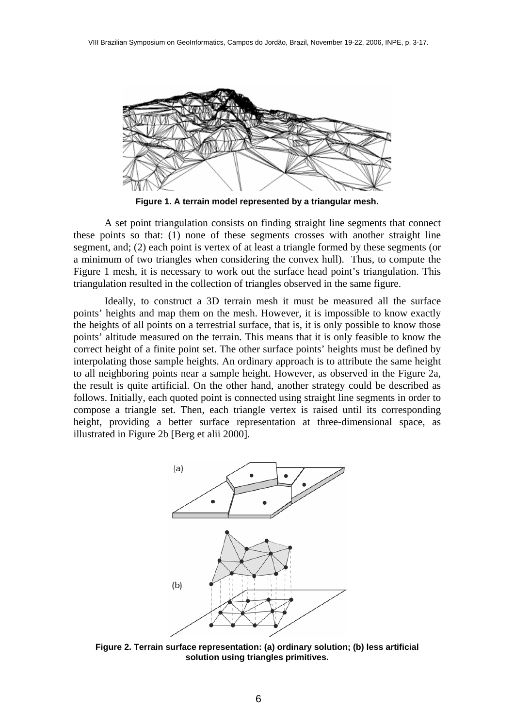Figure 1. A terrain model represented by a triangular mesh.

A set point triangulation consists on finding straight line segments that connect these points so that: (1) none of these segments crosses with another straight line segment, and; (2) each point is vertex of at least a triangle formed by these segments (or a minimum of two triangles when considering the convex hull). Thus, to compute the Figure 1 mesh, it is necessary to work out the surface head point's triangulation. This triangulation resulted in the collection of triangles observed in the same figure.

Ideally, to construct a 3D terrain mesh it must be measured all the surface points' heights and map them on the mesh. However, it is impossible to know exactly the heights of all points on a terrestrial surface, that is, it is only possible to know those points' altitude measured on the terrain. This means that it is only feasible to know the correct height of a finite point set. The other surface points' heights must be defined by interpolating those sample heights. An ordinary approach is to attribute the same height to all neighboring points near a sample height. However, as observed in the Figure 2a, the result is quite artificial. On the other hand, another strategy could be described as follows. Initially, each quoted point is connected using straight line segments in order to compose a triangle set. Then, each triangle vertex is raised until its corresponding height, providing a better surface representation at three-dimensional space, as illustrated in Figure 2b [Berg et alii 2000].

Figure 2. Terrain surface representation: (a) ordinary solution; (b) less artificial solution using triangles primitives.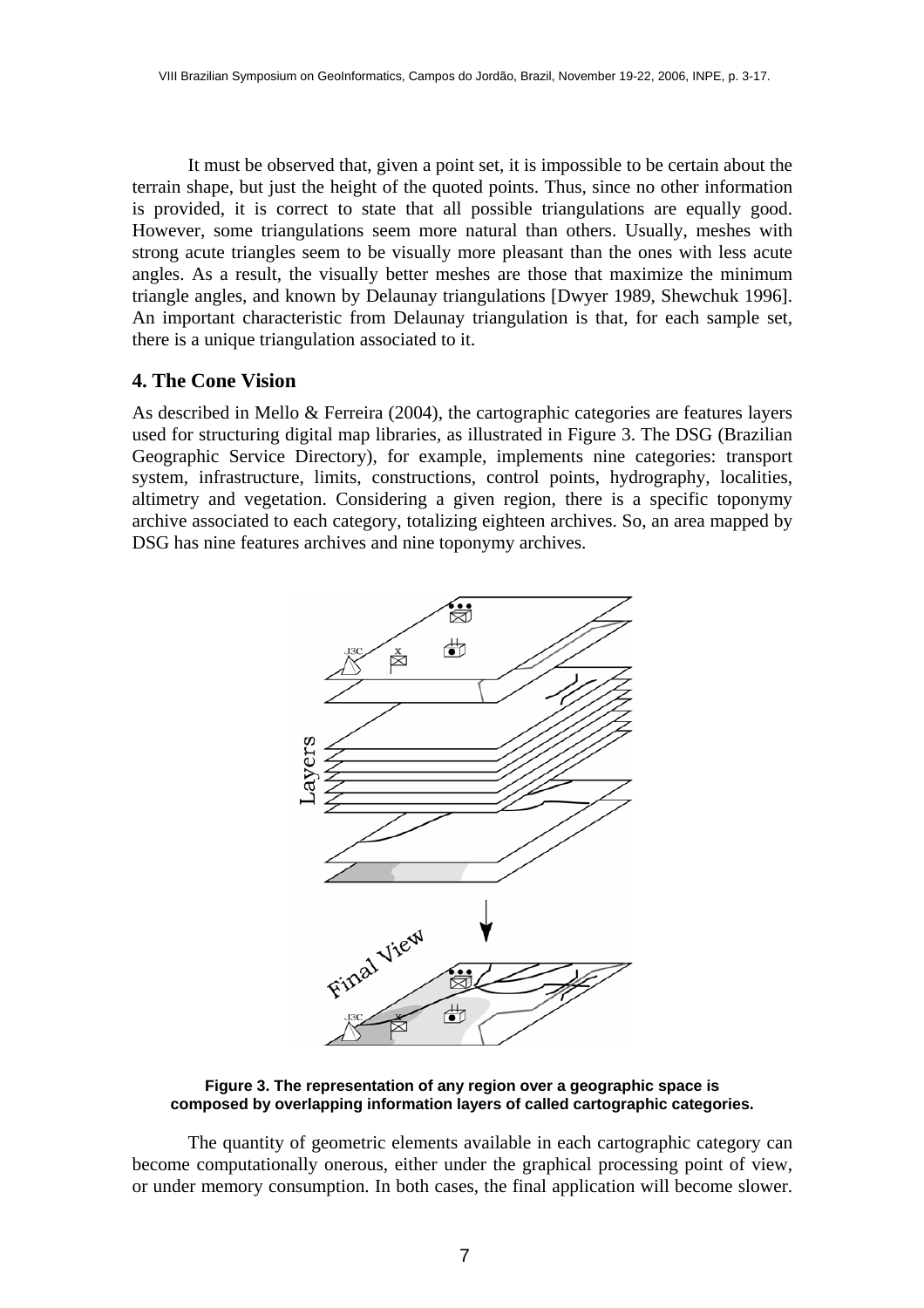It must be observed that, given a point set, it is impossible to be certain about the terrain shape, but just the height of the quoted points. Thus, since no other information is provided, it is correct to state that all possible triangulations are equally good. However, some triangulations seem more natural than others. Usually, meshes with strong acute triangles seem to be visually more pleasant than the ones with less acute angles. As a result, the visually better meshes are those that maximize the minimum triangle angles, and known by Delaunay triangulations [Dwyer 1989, Shewchuk 1996]. An important characteristic from Delaunay triangulation is that, for each sample set, there is a unique triangulation associated to it.

## 4. The Cone Vision

As described in Mello & Ferreira (2004), the cartographic categories are features layers used for structuring digital map libraries, as illustrated in Figure 3. The DSG (Brazilian Geographic Service Directory), for example, implements nine categories: transport system, infrastructure, limits, constructions, control points, hydrography, localities, altimetry and vegetation. Considering a given region, there is a specific toponymy archive associated to each category, totalizing eighteen archives. So, an area mapped by DSG has nine features archives and nine toponymy archives.

**Figure 3. The representation of any region over a geographic space is composed by overlapping information layers of called cartographic categories.**

The quantity of geometric elements available in each cartographic category can become computationally onerous, either under the graphical processing point of view, or under memory consumption. In both cases, the final application will become slower.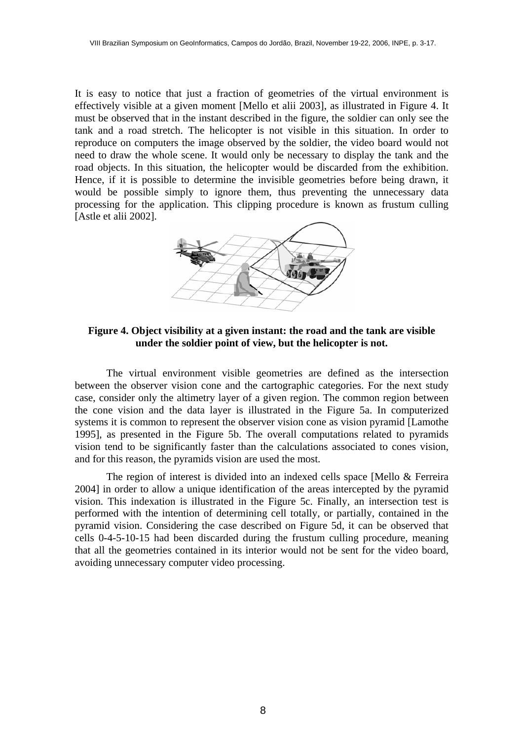It is easy to notice that just a fraction of geometries of the virtual environment is effectively visible at a given moment [Mello et alii 2003], as illustrated in Figure 4. It must be observed that in the instant described in the figure, the soldier can only see the tank and a road stretch. The helicopter is not visible in this situation. In order to reproduce on computers the image observed by the soldier, the video board would not need to draw the whole scene. It would only be necessary to display the tank and the road objects. In this situation, the helicopter would be discarded from the exhibition. Hence, if it is possible to determine the invisible geometries before being drawn, it would be possible simply to ignore them, thus preventing the unnecessary data processing for the application. This clipping procedure is known as frustum culling [Astle et alii 2002].

**Figure 4. Object visibility at a given instant: the road and the tank are visible under the soldier point of view, but the helicopter is not.**

The virtual environment visible geometries are defined as the intersection between the observer vision cone and the cartographic categories. For the next study case, consider only the altimetry layer of a given region. The common region between the cone vision and the data layer is illustrated in the Figure 5a. In computerized systems it is common to represent the observer vision cone as vision pyramid [Lamothe 1995], as presented in the Figure 5b. The overall computations related to pyramids vision tend to be significantly faster than the calculations associated to cones vision, and for this reason, the pyramids vision are used the most.

The region of interest is divided into an indexed cells space [Mello & Ferreira 2004] in order to allow a unique identification of the areas intercepted by the pyramid vision. This indexation is illustrated in the Figure 5c. Finally, an intersection test is performed with the intention of determining cell totally, or partially, contained in the pyramid vision. Considering the case described on Figure 5d, it can be observed that cells 0-4-5-10-15 had been discarded during the frustum culling procedure, meaning that all the geometries contained in its interior would not be sent for the video board, avoiding unnecessary computer video processing.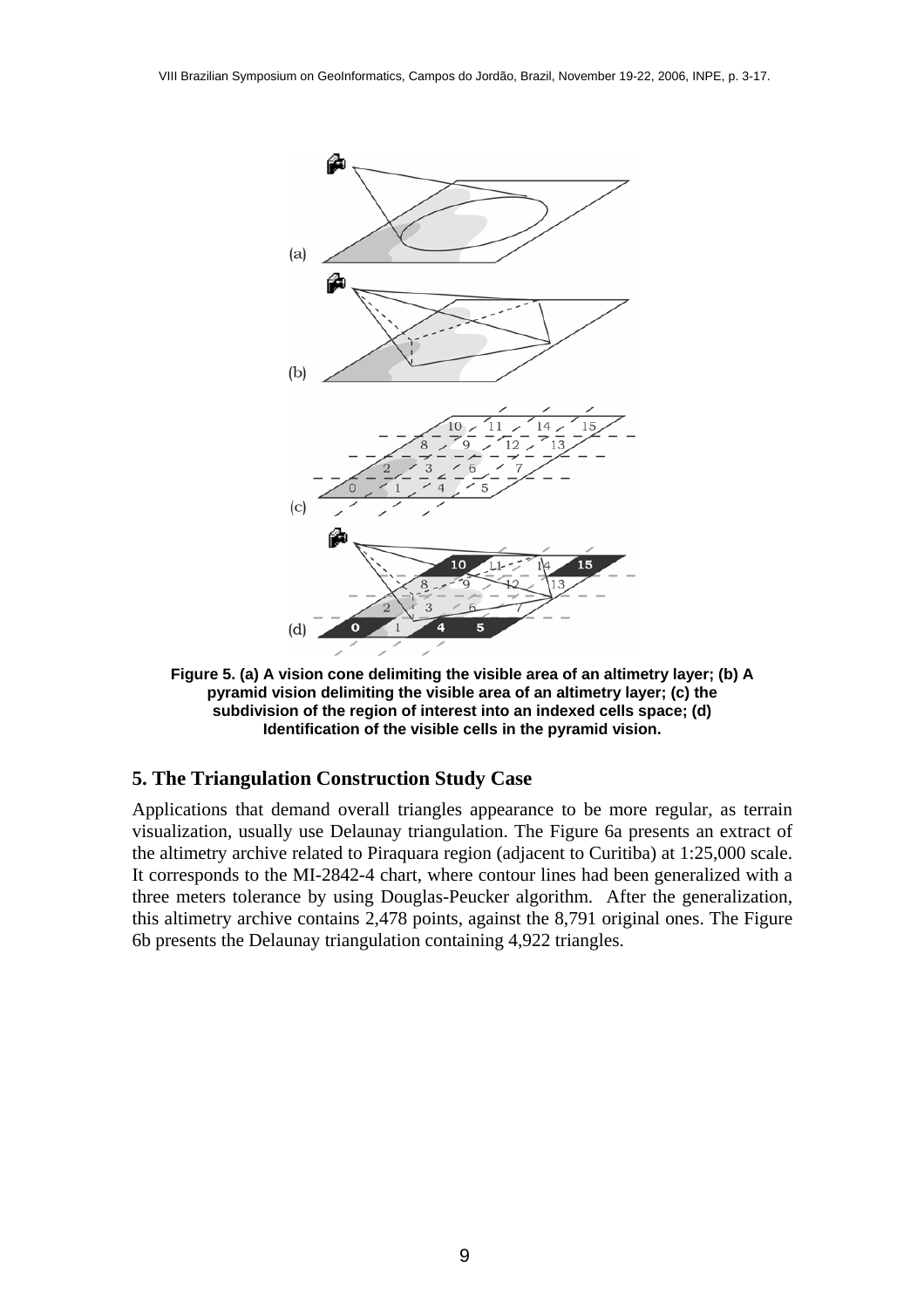**Figure 5. (a) A vision cone delimiting the visible area of an altimetry layer; (b) A pyramid vision delimiting the visible area of an altimetry layer; (c) the subdivision of the region of interest into an indexed cells space; (d) Identification of the visible cells in the pyramid vision.**

## 5. The Triangulation Construction Study Case

Applications that demand overall triangles appearance to be more regular, as terrain visualization, usually use Delaunay triangulation. The Figure 6a presents an extract of the altimetry archive related to Piraquara region (adjacent to Curitiba) at 1:25,000 scale. It corresponds to the MI-2842-4 chart, where contour lines had been generalized with a three meters tolerance by using Douglas-Peucker algorithm. After the generalization, this altimetry archive contains 2,478 points, against the 8,791 original ones. The Figure 6b presents the Delaunay triangulation containing 4,922 triangles.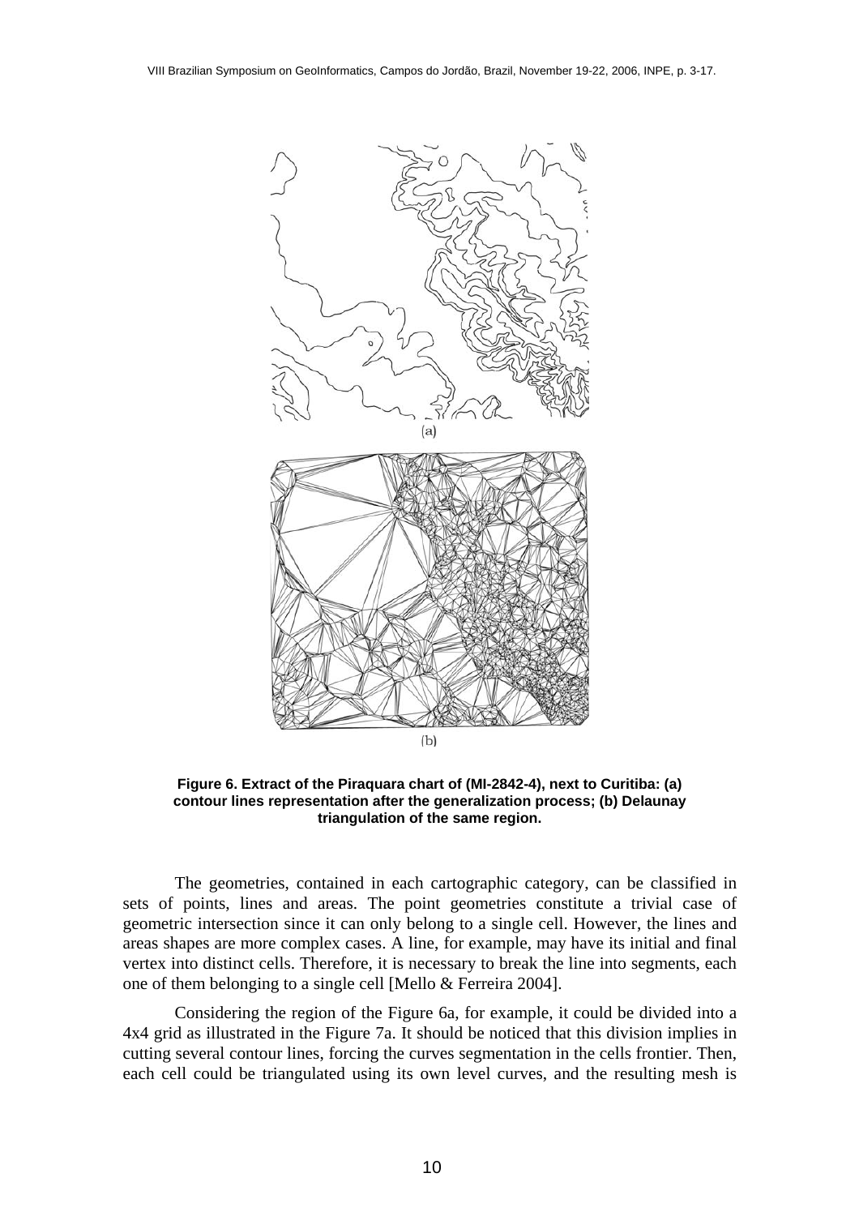**Figure 6. Extract of the Piraquara chart of (MI-2842-4), next to Curitiba: (a) contour lines representation after the generalization process; (b) Delaunay triangulation of the same region.**

The geometries, contained in each cartographic category, can be classified in sets of points, lines and areas. The point geometries constitute a trivial case of geometric intersection since it can only belong to a single cell. However, the lines and areas shapes are more complex cases. A line, for example, may have its initial and final vertex into distinct cells. Therefore, it is necessary to break the line into segments, each one of them belonging to a single cell [Mello & Ferreira 2004].

Considering the region of the Figure 6a, for example, it could be divided into a 4x4 grid as illustrated in the Figure 7a. It should be noticed that this division implies in cutting several contour lines, forcing the curves segmentation in the cells frontier. Then, each cell could be triangulated using its own level curves, and the resulting mesh is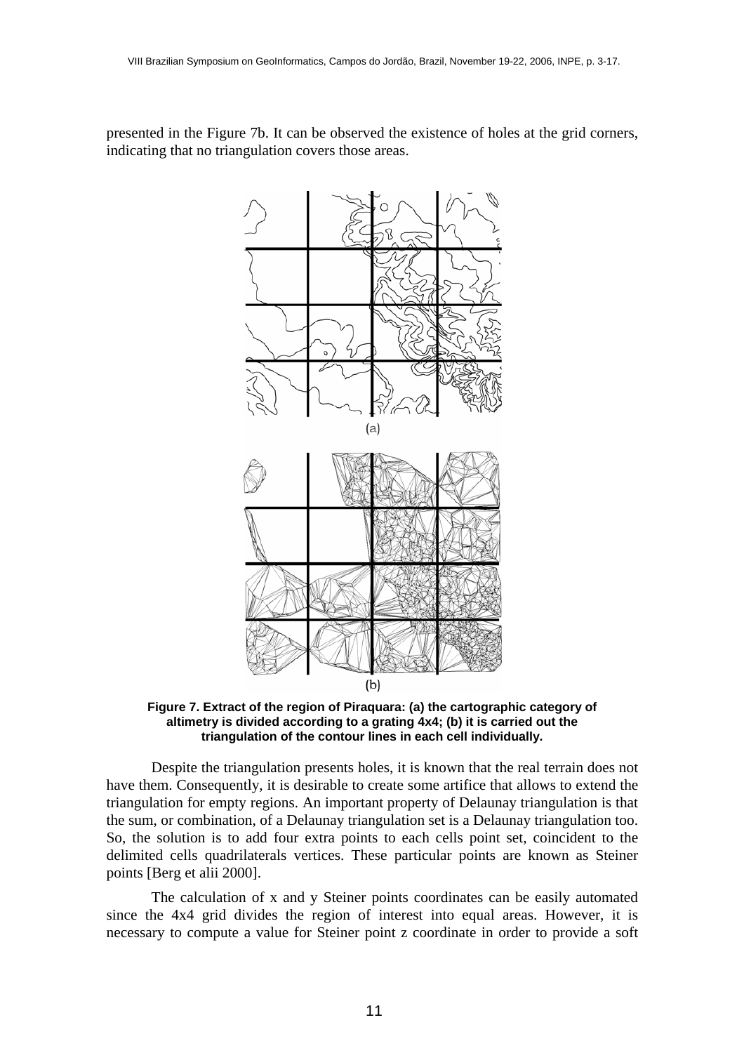presented in the Figure 7b. It can be observed the existence of holes at the grid corners, indicating that no triangulation covers those areas.

(a)

(b)

**Figure 7. Extract of the region of Piraquara: (a) the cartographic category of altimetry is divided according to a grating 4x4; (b) it is carried out the triangulation of the contour lines in each cell individually.**

Despite the triangulation presents holes, it is known that the real terrain does not have them. Consequently, it is desirable to create some artifice that allows to extend the triangulation for empty regions. An important property of Delaunay triangulation is that the sum, or combination, of a Delaunay triangulation set is a Delaunay triangulation too. So, the solution is to add four extra points to each cells point set, coincident to the delimited cells quadrilaterals vertices. These particular points are known as Steiner points [Berg et alii 2000].

The calculation of x and y Steiner points coordinates can be easily automated since the 4x4 grid divides the region of interest into equal areas. However, it is necessary to compute a value for Steiner point z coordinate in order to provide a soft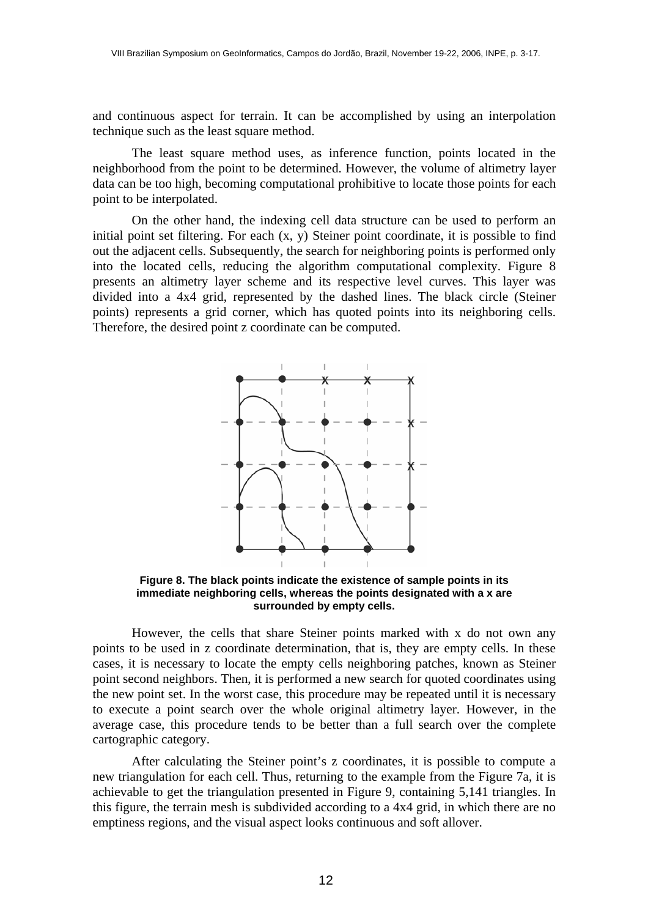and continuous aspect for terrain. It can be accomplished by using an interpolation technique such as the least square method.

The least square method uses, as inference function, points located in the neighborhood from the point to be determined. However, the volume of altimetry layer data can be too high, becoming computational prohibitive to locate those points for each point to be interpolated.

On the other hand, the indexing cell data structure can be used to perform an initial point set filtering. For each (x, y) Steiner point coordinate, it is possible to find out the adjacent cells. Subsequently, the search for neighboring points is performed only into the located cells, reducing the algorithm computational complexity. Figure 8 presents an altimetry layer scheme and its respective level curves. This layer was divided into a 4x4 grid, represented by the dashed lines. The black circle (Steiner points) represents a grid corner, which has quoted points into its neighboring cells. Therefore, the desired point z coordinate can be computed.

**Figure 8. The black points indicate the existence of sample points in its immediate neighboring cells, whereas the points designated with a x are surrounded by empty cells.**

However, the cells that share Steiner points marked with x do not own any points to be used in z coordinate determination, that is, they are empty cells. In these cases, it is necessary to locate the empty cells neighboring patches, known as Steiner point second neighbors. Then, it is performed a new search for quoted coordinates using the new point set. In the worst case, this procedure may be repeated until it is necessary to execute a point search over the whole original altimetry layer. However, in the average case, this procedure tends to be better than a full search over the complete cartographic category.

After calculating the Steiner point's z coordinates, it is possible to compute a new triangulation for each cell. Thus, returning to the example from the Figure 7a, it is achievable to get the triangulation presented in Figure 9, containing 5,141 triangles. In this figure, the terrain mesh is subdivided according to a 4x4 grid, in which there are no emptiness regions, and the visual aspect looks continuous and soft allover.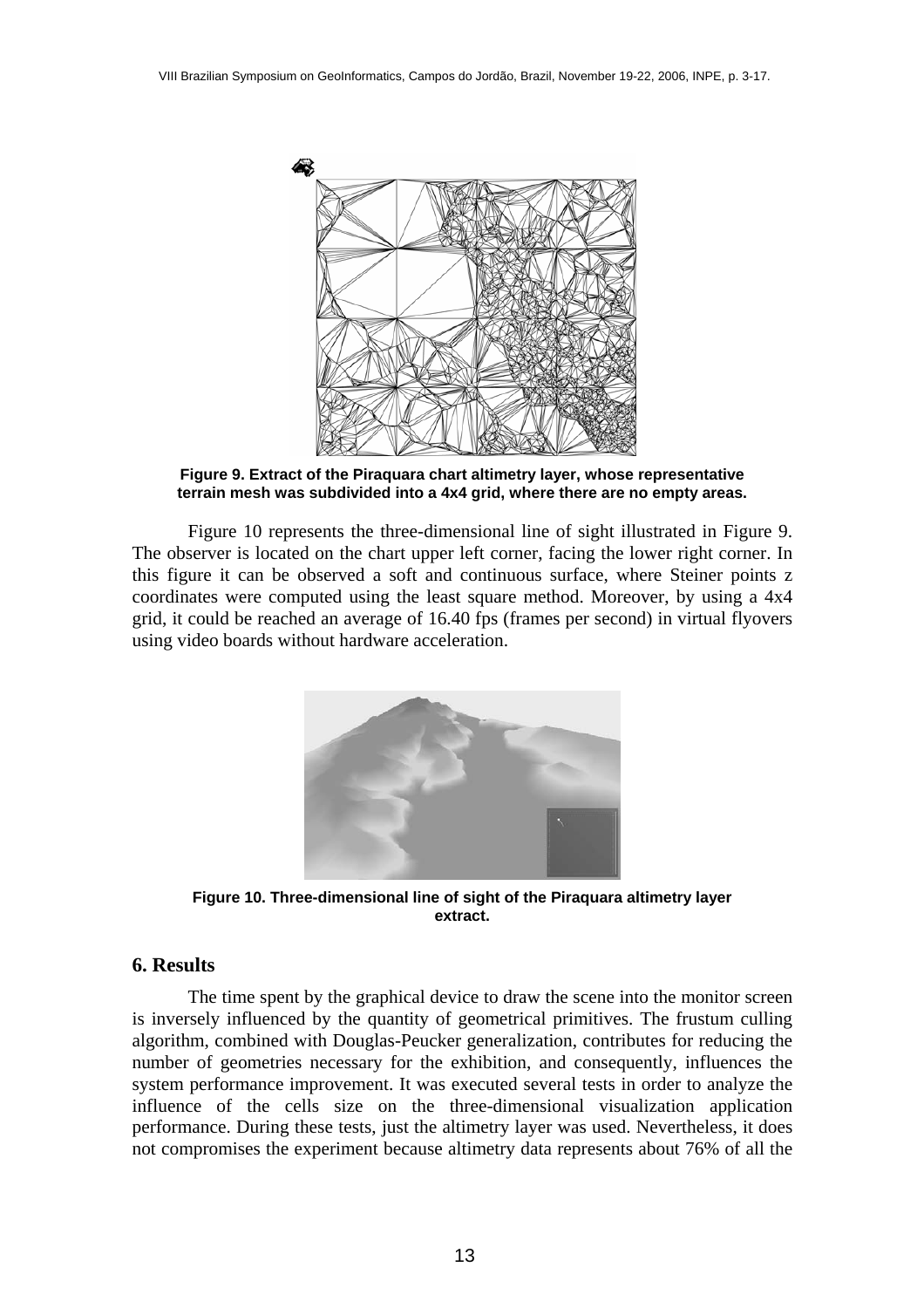Figure 9. Extract of the Piraquara chart altimetry layer, whose representative terrain mesh was subdivided into a 4x4 grid, where there are no empty areas.

Figure 10 represents the three-dimensional line of sight illustrated in Figure 9. The observer is located on the chart upper left corner, facing the lower right corner. In this figure it can be observed a soft and continuous surface, where Steiner points z coordinates were computed using the least square method. Moreover, by using a 4x4 grid, it could be reached an average of 16.40 fps (frames per second) in virtual flyovers using video boards without hardware acceleration.

Figure 10. Three-dimensional line of sight of the Piraquara altimetry layer extract.

## 6. Results

The time spent by the graphical device to draw the scene into the monitor screen is inversely influenced by the quantity of geometrical primitives. The frustum culling algorithm, combined with Douglas-Peucker generalization, contributes for reducing the number of geometries necessary for the exhibition, and consequently, influences the system performance improvement. It was executed several tests in order to analyze the influence of the cells size on the three-dimensional visualization application performance. During these tests, just the altimetry layer was used. Nevertheless, it does not compromises the experiment because altimetry data represents about 76% of all the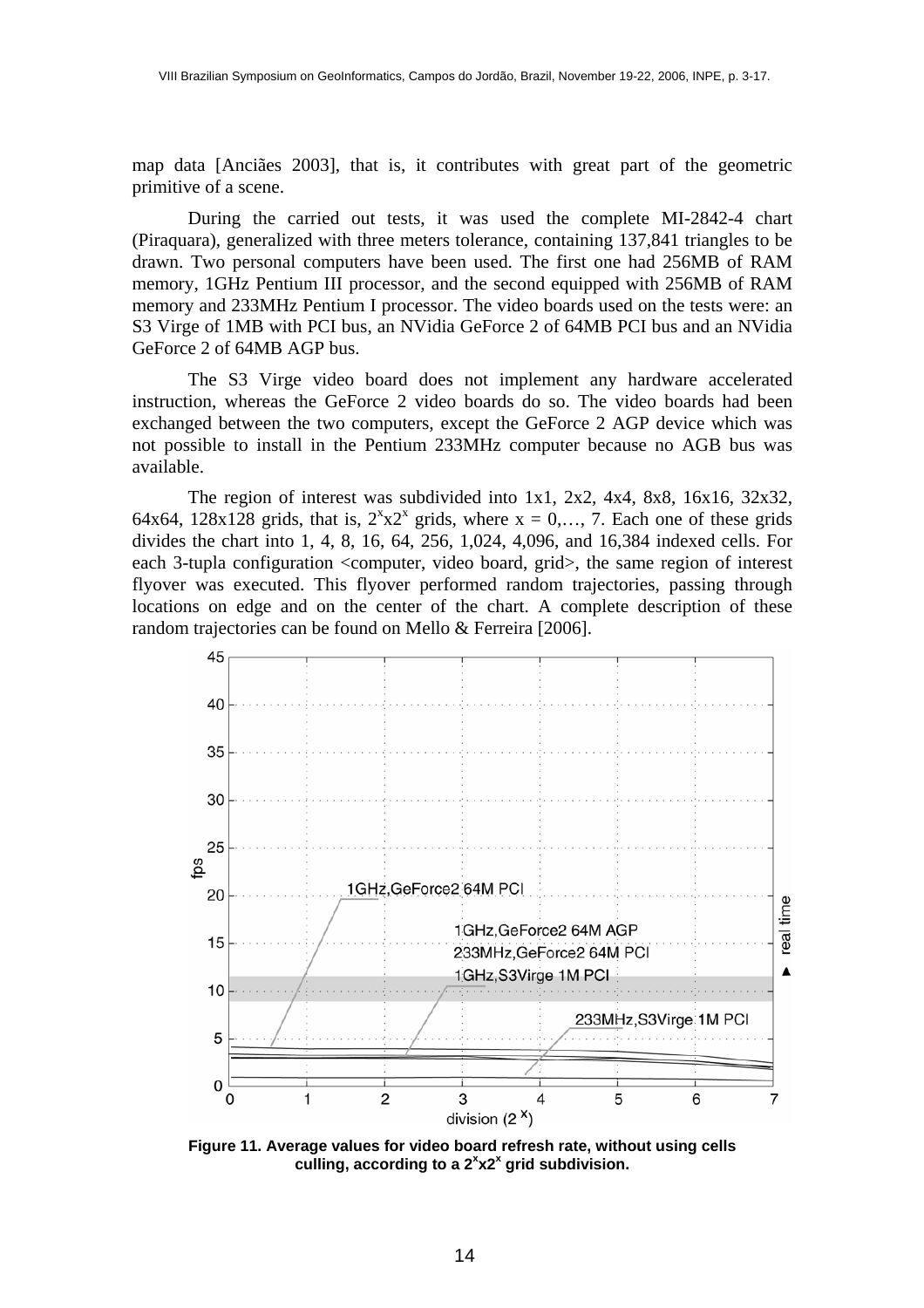map data [Anciães 2003], that is, it contributes with great part of the geometric primitive of a scene.

During the carried out tests, it was used the complete MI-2842-4 chart (Piraquara), generalized with three meters tolerance, containing 137,841 triangles to be drawn. Two personal computers have been used. The first one had 256MB of RAM memory, 1GHz Pentium III processor, and the second equipped with 256MB of RAM memory and 233MHz Pentium I processor. The video boards used on the tests were: an S3 Virge of 1MB with PCI bus, an NVidia GeForce 2 of 64MB PCI bus and an NVidia GeForce 2 of 64MB AGP bus.

The S3 Virge video board does not implement any hardware accelerated instruction, whereas the GeForce 2 video boards do so. The video boards had been exchanged between the two computers, except the GeForce 2 AGP device which was not possible to install in the Pentium 233MHz computer because no AGB bus was available.

The region of interest was subdivided into 1x1, 2x2, 4x4, 8x8, 16x16, 32x32, 64x64, 128x128 grids, that is, $2^x x 2^x$ grids, where $x = 0, \ldots, 7$. Each one of these grids divides the chart into 1, 4, 8, 16, 64, 256, 1,024, 4,096, and 16,384 indexed cells. For each 3-tupla configuration <computer, video board, grid>, the same region of interest flyover was executed. This flyover performed random trajectories, passing through locations on edge and on the center of the chart. A complete description of these random trajectories can be found on Mello & Ferreira [2006].

**Figure 11. Average values for video board refresh rate, without using cells culling, according to a $2^x x 2^x$ grid subdivision.**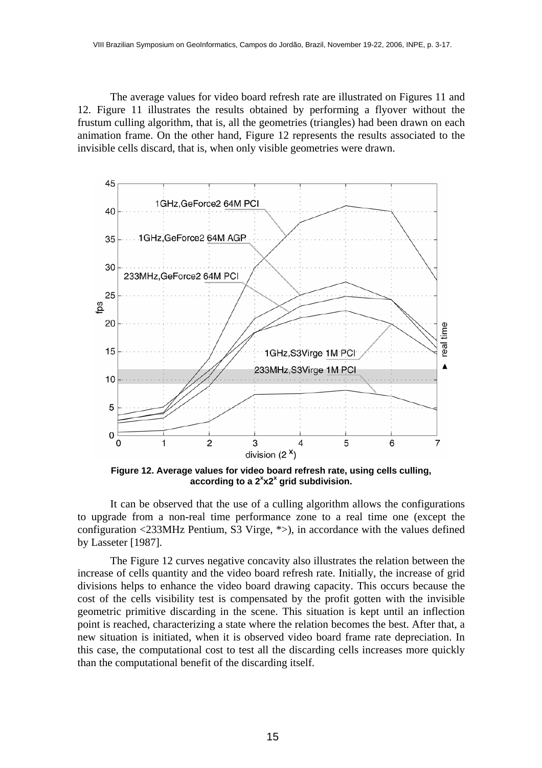The average values for video board refresh rate are illustrated on Figures 11 and 12. Figure 11 illustrates the results obtained by performing a flyover without the frustum culling algorithm, that is, all the geometries (triangles) had been drawn on each animation frame. On the other hand, Figure 12 represents the results associated to the invisible cells discard, that is, when only visible geometries were drawn.

**Figure 12. Average values for video board refresh rate, using cells culling, according to a $2^x x 2^x$ grid subdivision.**

It can be observed that the use of a culling algorithm allows the configurations to upgrade from a non-real time performance zone to a real time one (except the configuration <233MHz Pentium, S3 Virge, *>), in accordance with the values defined by Lasseter [1987].

The Figure 12 curves negative concavity also illustrates the relation between the increase of cells quantity and the video board refresh rate. Initially, the increase of grid divisions helps to enhance the video board drawing capacity. This occurs because the cost of the cells visibility test is compensated by the profit gotten with the invisible geometric primitive discarding in the scene. This situation is kept until an inflection point is reached, characterizing a state where the relation becomes the best. After that, a new situation is initiated, when it is observed video board frame rate depreciation. In this case, the computational cost to test all the discarding cells increases more quickly than the computational benefit of the discarding itself.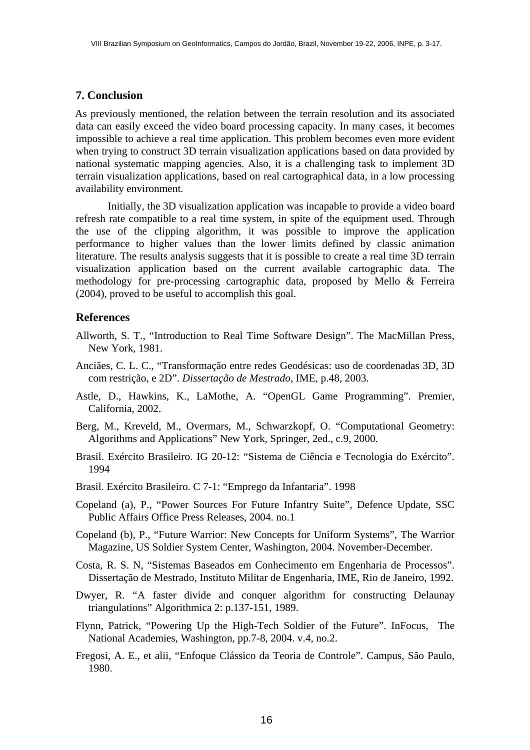## 7. Conclusion

As previously mentioned, the relation between the terrain resolution and its associated data can easily exceed the video board processing capacity. In many cases, it becomes impossible to achieve a real time application. This problem becomes even more evident when trying to construct 3D terrain visualization applications based on data provided by national systematic mapping agencies. Also, it is a challenging task to implement 3D terrain visualization applications, based on real cartographical data, in a low processing availability environment.

Initially, the 3D visualization application was incapable to provide a video board refresh rate compatible to a real time system, in spite of the equipment used. Through the use of the clipping algorithm, it was possible to improve the application performance to higher values than the lower limits defined by classic animation literature. The results analysis suggests that it is possible to create a real time 3D terrain visualization application based on the current available cartographic data. The methodology for pre-processing cartographic data, proposed by Mello & Ferreira (2004), proved to be useful to accomplish this goal.

## References

Allworth, S. T., "Introduction to Real Time Software Design". The MacMillan Press, New York, 1981.

Anciães, C. L. C., "Transformação entre redes Geodésicas: uso de coordenadas 3D, 3D com restrição, e 2D". *Dissertação de Mestrado*, IME, p.48, 2003.

Astle, D., Hawkins, K., LaMothe, A. "OpenGL Game Programming". Premier, California, 2002.

Berg, M., Kreveld, M., Overmars, M., Schwarzkopf, O. "Computational Geometry: Algorithms and Applications" New York, Springer, 2ed., c.9, 2000.

Brasil. Exército Brasileiro. IG 20-12: "Sistema de Ciência e Tecnologia do Exército". 1994

Brasil. Exército Brasileiro. C 7-1: "Emprego da Infantaria". 1998

Copeland (a), P., "Power Sources For Future Infantry Suite", Defence Update, SSC Public Affairs Office Press Releases, 2004. no.1

Copeland (b), P., "Future Warrior: New Concepts for Uniform Systems", The Warrior Magazine, US Soldier System Center, Washington, 2004. November-December.

Costa, R. S. N, "Sistemas Baseados em Conhecimento em Engenharia de Processos". Dissertação de Mestrado, Instituto Militar de Engenharia, IME, Rio de Janeiro, 1992.

Dwyer, R. "A faster divide and conquer algorithm for constructing Delaunay triangulations" Algorithmica 2: p.137-151, 1989.

Flynn, Patrick, "Powering Up the High-Tech Soldier of the Future". InFocus, The National Academies, Washington, pp.7-8, 2004. v.4, no.2.

Fregosi, A. E., et alii, "Enfoque Clássico da Teoria de Controle". Campus, São Paulo, 1980.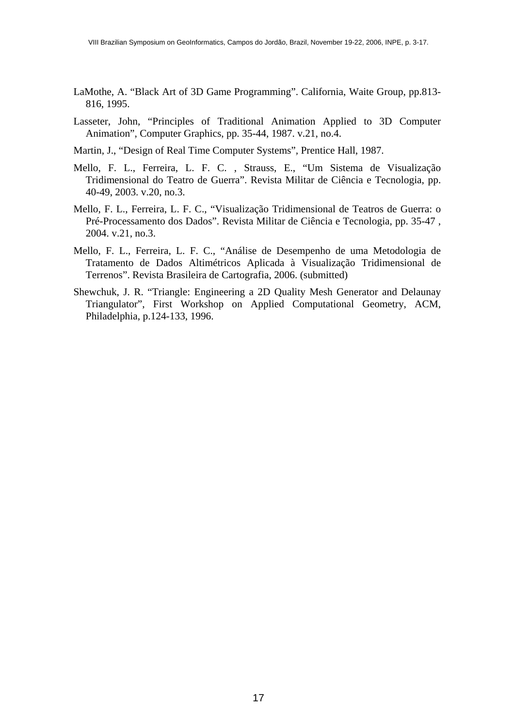LaMothe, A. “Black Art of 3D Game Programming”. California, Waite Group, pp.813-816, 1995.

Lasseter, John, “Principles of Traditional Animation Applied to 3D Computer Animation”, Computer Graphics, pp. 35-44, 1987. v.21, no.4.

Martin, J., “Design of Real Time Computer Systems”, Prentice Hall, 1987.

Mello, F. L., Ferreira, L. F. C. , Strauss, E., “Um Sistema de Visualização Tridimensional do Teatro de Guerra”. Revista Militar de Ciência e Tecnologia, pp. 40-49, 2003. v.20, no.3.

Mello, F. L., Ferreira, L. F. C., “Visualização Tridimensional de Teatros de Guerra: o Pré-Processamento dos Dados”. Revista Militar de Ciência e Tecnologia, pp. 35-47 , 2004. v.21, no.3.

Mello, F. L., Ferreira, L. F. C., “Análise de Desempenho de uma Metodologia de Tratamento de Dados Altimétricos Aplicada à Visualização Tridimensional de Terrenos”. Revista Brasileira de Cartografia, 2006. (submitted)

Shewchuk, J. R. “Triangle: Engineering a 2D Quality Mesh Generator and Delaunay Triangulator”, First Workshop on Applied Computational Geometry, ACM, Philadelphia, p.124-133, 1996.